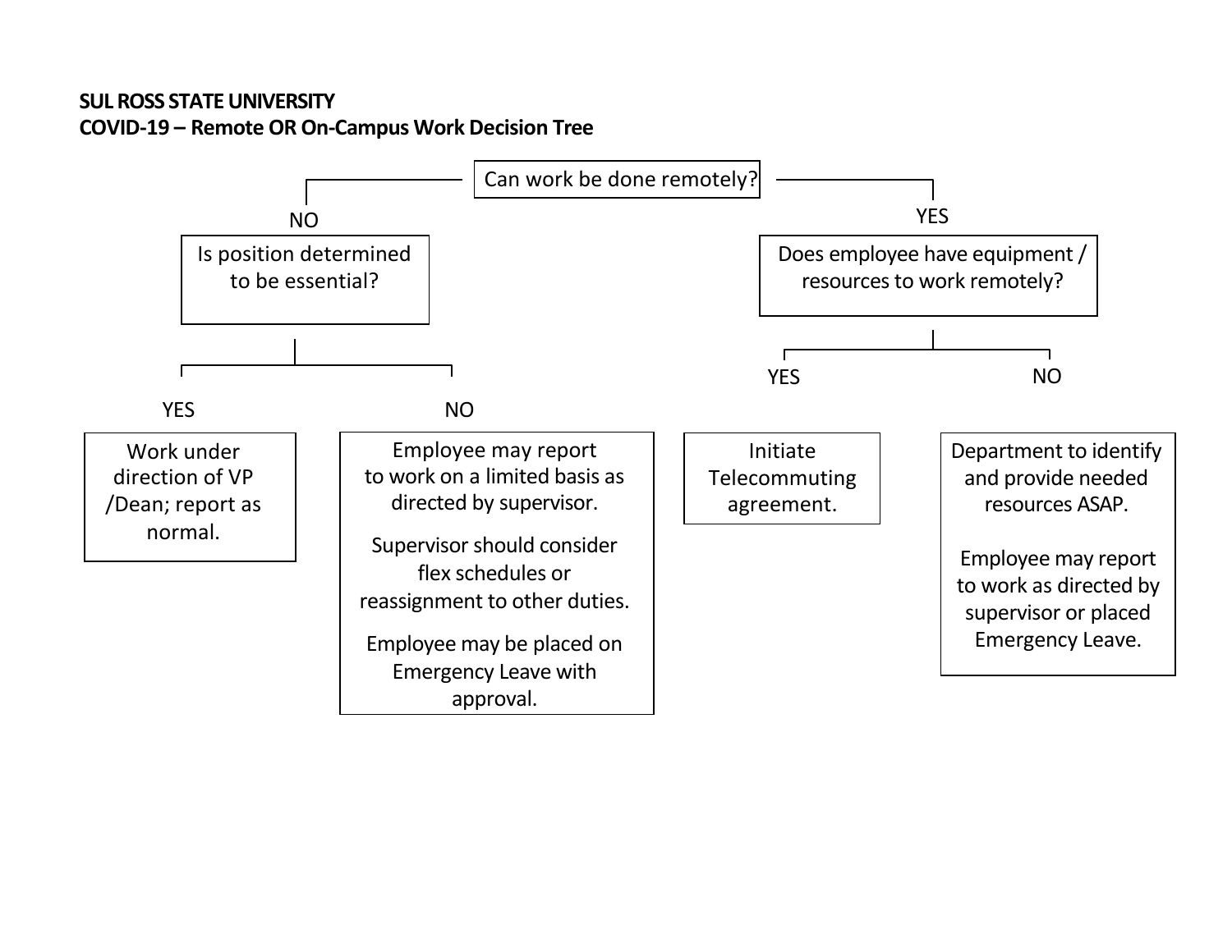**SUL ROSS STATE UNIVERSITY**
**COVID-19 – Remote OR On-Campus Work Decision Tree**

**Can work be done remotely?**

- **NO** → **Is position determined to be essential?**
  - **YES** → Work under direction of VP /Dean; report as normal.
  - **NO** → Employee may report to work on a limited basis as directed by supervisor.

    Supervisor should consider flex schedules or reassignment to other duties.

    Employee may be placed on Emergency Leave with approval.
- **YES** → **Does employee have equipment / resources to work remotely?**
  - **YES** → Initiate Telecommuting agreement.
  - **NO** → Department to identify and provide needed resources ASAP.

    Employee may report to work as directed by supervisor or placed Emergency Leave.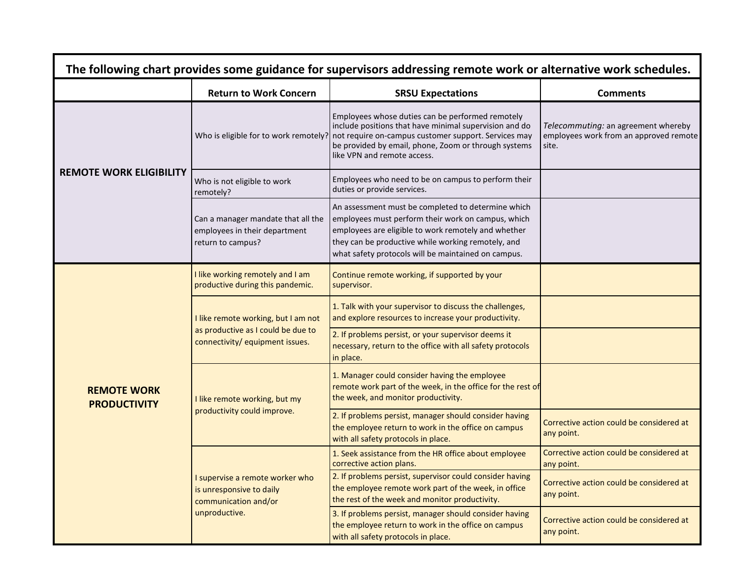**The following chart provides some guidance for supervisors addressing remote work or alternative work schedules.**

| | Return to Work Concern | SRSU Expectations | Comments |
|---|---|---|---|
| **REMOTE WORK ELIGIBILITY** | Who is eligible for to work remotely? | Employees whose duties can be performed remotely include positions that have minimal supervision and do not require on-campus customer support. Services may be provided by email, phone, Zoom or through systems like VPN and remote access. | *Telecommuting:* an agreement whereby employees work from an approved remote site. |
| | Who is not eligible to work remotely? | Employees who need to be on campus to perform their duties or provide services. | |
| | Can a manager mandate that all the employees in their department return to campus? | An assessment must be completed to determine which employees must perform their work on campus, which employees are eligible to work remotely and whether they can be productive while working remotely, and what safety protocols will be maintained on campus. | |
| **REMOTE WORK PRODUCTIVITY** | I like working remotely and I am productive during this pandemic. | Continue remote working, if supported by your supervisor. | |
| | I like remote working, but I am not as productive as I could be due to connectivity/ equipment issues. | 1. Talk with your supervisor to discuss the challenges, and explore resources to increase your productivity. | |
| | | 2. If problems persist, or your supervisor deems it necessary, return to the office with all safety protocols in place. | |
| | I like remote working, but my productivity could improve. | 1. Manager could consider having the employee remote work part of the week, in the office for the rest of the week, and monitor productivity. | |
| | | 2. If problems persist, manager should consider having the employee return to work in the office on campus with all safety protocols in place. | Corrective action could be considered at any point. |
| | I supervise a remote worker who is unresponsive to daily communication and/or unproductive. | 1. Seek assistance from the HR office about employee corrective action plans. | Corrective action could be considered at any point. |
| | | 2. If problems persist, supervisor could consider having the employee remote work part of the week, in office the rest of the week and monitor productivity. | Corrective action could be considered at any point. |
| | | 3. If problems persist, manager should consider having the employee return to work in the office on campus with all safety protocols in place. | Corrective action could be considered at any point. |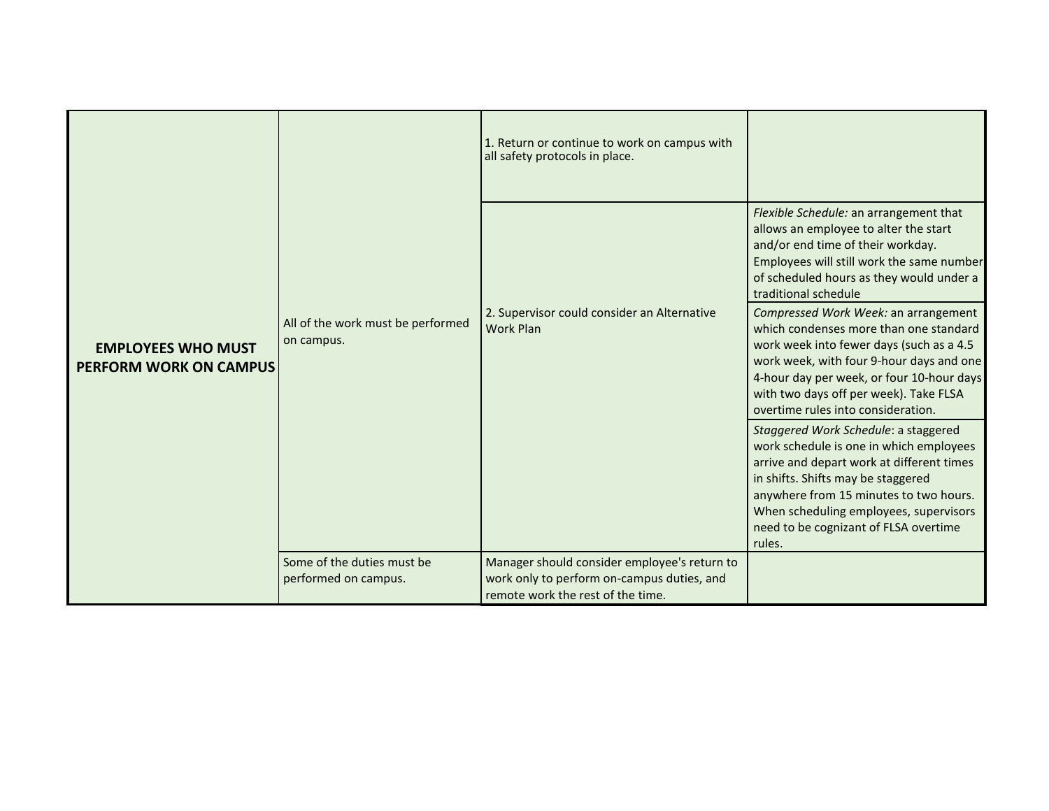| | | | |
|---|---|---|---|
| **EMPLOYEES WHO MUST PERFORM WORK ON CAMPUS** | All of the work must be performed on campus. | 1. Return or continue to work on campus with all safety protocols in place. | |
| | | 2. Supervisor could consider an Alternative Work Plan | *Flexible Schedule:* an arrangement that allows an employee to alter the start and/or end time of their workday. Employees will still work the same number of scheduled hours as they would under a traditional schedule |
| | | | *Compressed Work Week:* an arrangement which condenses more than one standard work week into fewer days (such as a 4.5 work week, with four 9-hour days and one 4-hour day per week, or four 10-hour days with two days off per week). Take FLSA overtime rules into consideration. |
| | | | *Staggered Work Schedule*: a staggered work schedule is one in which employees arrive and depart work at different times in shifts. Shifts may be staggered anywhere from 15 minutes to two hours. When scheduling employees, supervisors need to be cognizant of FLSA overtime rules. |
| | Some of the duties must be performed on campus. | Manager should consider employee's return to work only to perform on-campus duties, and remote work the rest of the time. | |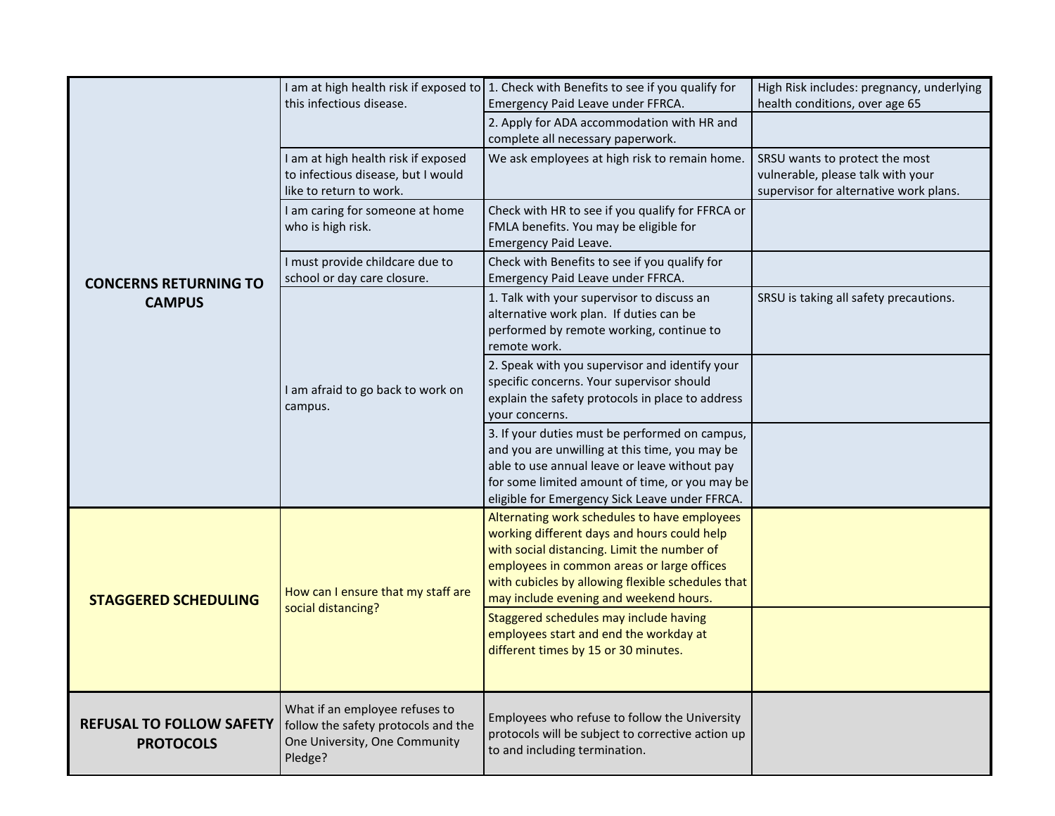| | | | |
|---|---|---|---|
| **CONCERNS RETURNING TO CAMPUS** | I am at high health risk if exposed to this infectious disease. | 1. Check with Benefits to see if you qualify for Emergency Paid Leave under FFRCA. | High Risk includes: pregnancy, underlying health conditions, over age 65 |
| | | 2. Apply for ADA accommodation with HR and complete all necessary paperwork. | |
| | I am at high health risk if exposed to infectious disease, but I would like to return to work. | We ask employees at high risk to remain home. | SRSU wants to protect the most vulnerable, please talk with your supervisor for alternative work plans. |
| | I am caring for someone at home who is high risk. | Check with HR to see if you qualify for FFRCA or FMLA benefits. You may be eligible for Emergency Paid Leave. | |
| | I must provide childcare due to school or day care closure. | Check with Benefits to see if you qualify for Emergency Paid Leave under FFRCA. | |
| | I am afraid to go back to work on campus. | 1. Talk with your supervisor to discuss an alternative work plan. If duties can be performed by remote working, continue to remote work. | SRSU is taking all safety precautions. |
| | | 2. Speak with you supervisor and identify your specific concerns. Your supervisor should explain the safety protocols in place to address your concerns. | |
| | | 3. If your duties must be performed on campus, and you are unwilling at this time, you may be able to use annual leave or leave without pay for some limited amount of time, or you may be eligible for Emergency Sick Leave under FFRCA. | |
| **STAGGERED SCHEDULING** | How can I ensure that my staff are social distancing? | Alternating work schedules to have employees working different days and hours could help with social distancing. Limit the number of employees in common areas or large offices with cubicles by allowing flexible schedules that may include evening and weekend hours. | |
| | | Staggered schedules may include having employees start and end the workday at different times by 15 or 30 minutes. | |
| **REFUSAL TO FOLLOW SAFETY PROTOCOLS** | What if an employee refuses to follow the safety protocols and the One University, One Community Pledge? | Employees who refuse to follow the University protocols will be subject to corrective action up to and including termination. | |